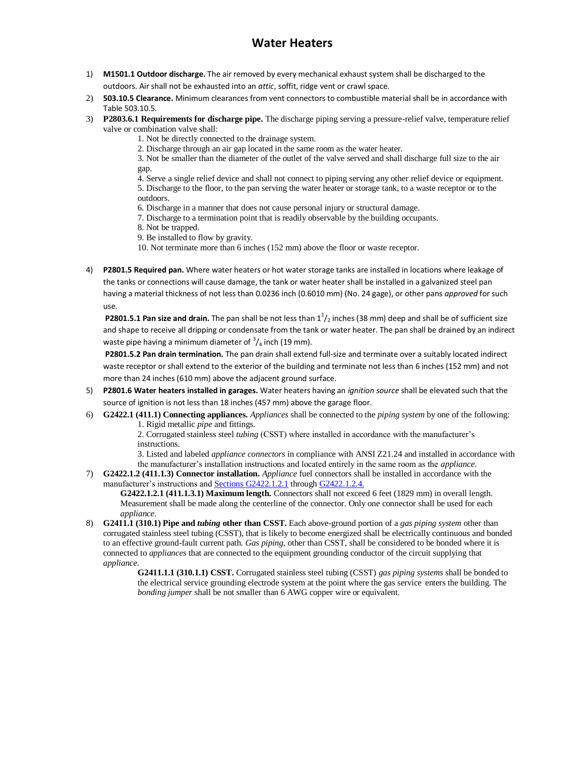# Water Heaters

1) **M1501.1 Outdoor discharge.** The air removed by every mechanical exhaust system shall be discharged to the outdoors. Air shall not be exhausted into an *attic*, soffit, ridge vent or crawl space.

2) **503.10.5 Clearance.** Minimum clearances from vent connectors to combustible material shall be in accordance with Table 503.10.5.

3) **P2803.6.1 Requirements for discharge pipe.** The discharge piping serving a pressure-relief valve, temperature relief valve or combination valve shall:
   1. Not be directly connected to the drainage system.
   2. Discharge through an air gap located in the same room as the water heater.
   3. Not be smaller than the diameter of the outlet of the valve served and shall discharge full size to the air gap.
   4. Serve a single relief device and shall not connect to piping serving any other relief device or equipment.
   5. Discharge to the floor, to the pan serving the water heater or storage tank, to a waste receptor or to the outdoors.
   6. Discharge in a manner that does not cause personal injury or structural damage.
   7. Discharge to a termination point that is readily observable by the building occupants.
   8. Not be trapped.
   9. Be installed to flow by gravity.
   10. Not terminate more than 6 inches (152 mm) above the floor or waste receptor.

4) **P2801.5 Required pan.** Where water heaters or hot water storage tanks are installed in locations where leakage of the tanks or connections will cause damage, the tank or water heater shall be installed in a galvanized steel pan having a material thickness of not less than 0.0236 inch (0.6010 mm) (No. 24 gage), or other pans *approved* for such use.

   **P2801.5.1 Pan size and drain.** The pan shall be not less than $1^1/_2$ inches (38 mm) deep and shall be of sufficient size and shape to receive all dripping or condensate from the tank or water heater. The pan shall be drained by an indirect waste pipe having a minimum diameter of $^3/_4$ inch (19 mm).

   **P2801.5.2 Pan drain termination.** The pan drain shall extend full-size and terminate over a suitably located indirect waste receptor or shall extend to the exterior of the building and terminate not less than 6 inches (152 mm) and not more than 24 inches (610 mm) above the adjacent ground surface.

5) **P2801.6 Water heaters installed in garages.** Water heaters having an *ignition source* shall be elevated such that the source of ignition is not less than 18 inches (457 mm) above the garage floor.

6) **G2422.1 (411.1) Connecting appliances.** *Appliances* shall be connected to the *piping system* by one of the following:
   1. Rigid metallic *pipe* and fittings.
   2. Corrugated stainless steel *tubing* (CSST) where installed in accordance with the manufacturer's instructions.
   3. Listed and labeled *appliance connectors* in compliance with ANSI Z21.24 and installed in accordance with the manufacturer's installation instructions and located entirely in the same room as the *appliance*.

7) **G2422.1.2 (411.1.3) Connector installation.** *Appliance* fuel connectors shall be installed in accordance with the manufacturer's instructions and Sections G2422.1.2.1 through G2422.1.2.4.

   **G2422.1.2.1 (411.1.3.1) Maximum length.** Connectors shall not exceed 6 feet (1829 mm) in overall length. Measurement shall be made along the centerline of the connector. Only one connector shall be used for each *appliance*.

8) **G2411.1 (310.1) Pipe and *tubing* other than CSST.** Each above-ground portion of a *gas piping system* other than corrugated stainless steel tubing (CSST), that is likely to become energized shall be electrically continuous and bonded to an effective ground-fault current path. *Gas piping*, other than CSST, shall be considered to be bonded where it is connected to *appliances* that are connected to the equipment grounding conductor of the circuit supplying that *appliance*.

   **G2411.1.1 (310.1.1) CSST.** Corrugated stainless steel tubing (CSST) *gas piping systems* shall be bonded to the electrical service grounding electrode system at the point where the gas service enters the building. The *bonding jumper* shall be not smaller than 6 AWG copper wire or equivalent.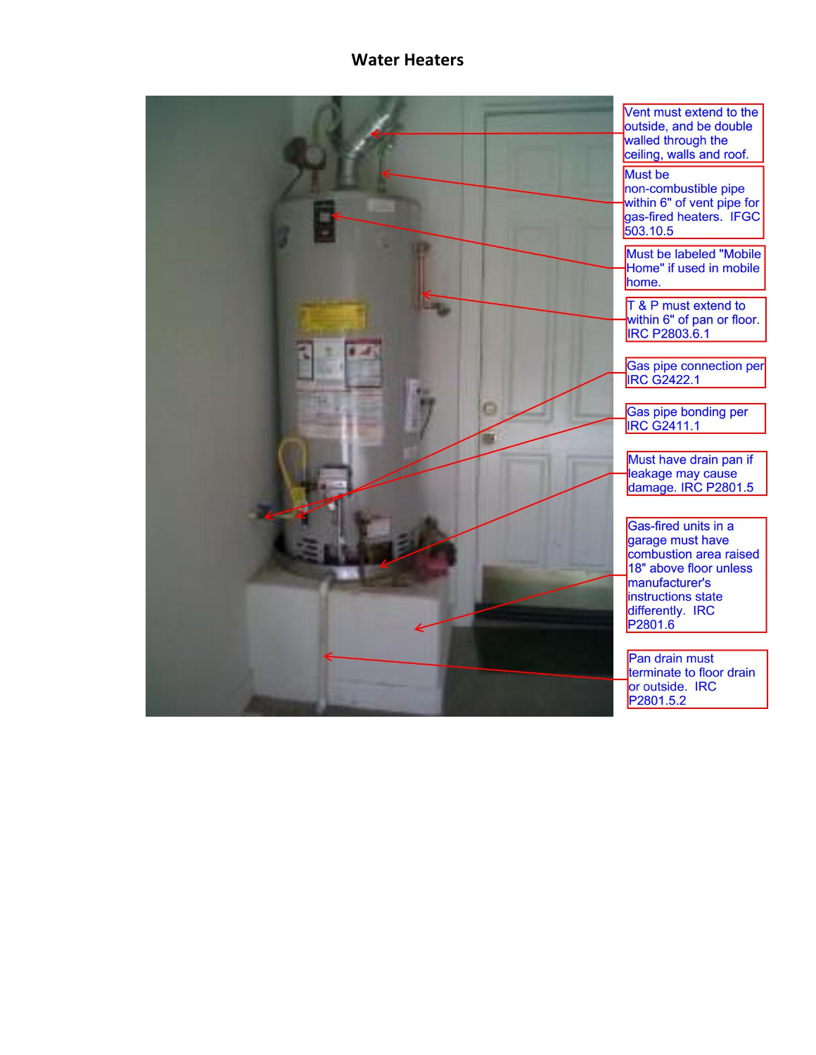# Water Heaters

Vent must extend to the outside, and be double walled through the ceiling, walls and roof.

Must be non-combustible pipe within 6" of vent pipe for gas-fired heaters. IFGC 503.10.5

Must be labeled "Mobile Home" if used in mobile home.

T & P must extend to within 6" of pan or floor. IRC P2803.6.1

Gas pipe connection per IRC G2422.1

Gas pipe bonding per IRC G2411.1

Must have drain pan if leakage may cause damage. IRC P2801.5

Gas-fired units in a garage must have combustion area raised 18" above floor unless manufacturer's instructions state differently. IRC P2801.6

Pan drain must terminate to floor drain or outside. IRC P2801.5.2